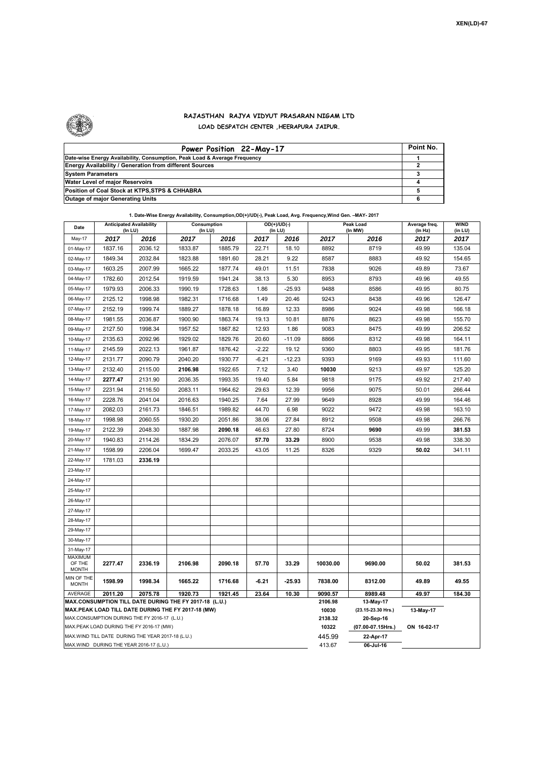XEN(LD)-67

## RAJASTHAN RAJYA VIDYUT PRASARAN NIGAM LTD
### LOAD DESPATCH CENTER ,HEERAPURA JAIPUR.

| Power Position 22-May-17 | Point No. |
|---|---|
| Date-wise Energy Availability, Consumption, Peak Load & Average Frequency | 1 |
| Energy Availability / Generation from different Sources | 2 |
| System Parameters | 3 |
| Water Level of major Reservoirs | 4 |
| Position of Coal Stock at KTPS,STPS & CHHABRA | 5 |
| Outage of major Generating Units | 6 |

**1. Date-Wise Energy Availability, Consumption,OD(+)/UD(-), Peak Load, Avg. Frequency,Wind Gen. –MAY- 2017**

| Date | Anticipated Availability (In LU) | | Consumption (In LU) | | OD(+)/UD(-) (In LU) | | Peak Load (In MW) | | Average freq. (In Hz) | WIND (in LU) |
|---|---|---|---|---|---|---|---|---|---|---|
| May-17 | 2017 | 2016 | 2017 | 2016 | 2017 | 2016 | 2017 | 2016 | 2017 | 2017 |
| 01-May-17 | 1837.16 | 2036.12 | 1833.87 | 1885.79 | 22.71 | 18.10 | 8892 | 8719 | 49.99 | 135.04 |
| 02-May-17 | 1849.34 | 2032.84 | 1823.88 | 1891.60 | 28.21 | 9.22 | 8587 | 8883 | 49.92 | 154.65 |
| 03-May-17 | 1603.25 | 2007.99 | 1665.22 | 1877.74 | 49.01 | 11.51 | 7838 | 9026 | 49.89 | 73.67 |
| 04-May-17 | 1782.60 | 2012.54 | 1919.59 | 1941.24 | 38.13 | 5.30 | 8953 | 8793 | 49.96 | 49.55 |
| 05-May-17 | 1979.93 | 2006.33 | 1990.19 | 1728.63 | 1.86 | -25.93 | 9488 | 8586 | 49.95 | 80.75 |
| 06-May-17 | 2125.12 | 1998.98 | 1982.31 | 1716.68 | 1.49 | 20.46 | 9243 | 8438 | 49.96 | 126.47 |
| 07-May-17 | 2152.19 | 1999.74 | 1889.27 | 1878.18 | 16.89 | 12.33 | 8986 | 9024 | 49.98 | 166.18 |
| 08-May-17 | 1981.55 | 2036.87 | 1900.90 | 1863.74 | 19.13 | 10.81 | 8876 | 8623 | 49.98 | 155.70 |
| 09-May-17 | 2127.50 | 1998.34 | 1957.52 | 1867.82 | 12.93 | 1.86 | 9083 | 8475 | 49.99 | 206.52 |
| 10-May-17 | 2135.63 | 2092.96 | 1929.02 | 1829.76 | 20.60 | -11.09 | 8866 | 8312 | 49.98 | 164.11 |
| 11-May-17 | 2145.59 | 2022.13 | 1961.87 | 1876.42 | -2.22 | 19.12 | 9360 | 8803 | 49.95 | 181.76 |
| 12-May-17 | 2131.77 | 2090.79 | 2040.20 | 1930.77 | -6.21 | -12.23 | 9393 | 9169 | 49.93 | 111.60 |
| 13-May-17 | 2132.40 | 2115.00 | **2106.98** | 1922.65 | 7.12 | 3.40 | **10030** | 9213 | 49.97 | 125.20 |
| 14-May-17 | **2277.47** | 2131.90 | 2036.35 | 1993.35 | 19.40 | 5.84 | 9818 | 9175 | 49.92 | 217.40 |
| 15-May-17 | 2231.94 | 2116.50 | 2083.11 | 1964.62 | 29.63 | 12.39 | 9956 | 9075 | 50.01 | 266.44 |
| 16-May-17 | 2228.76 | 2041.04 | 2016.63 | 1940.25 | 7.64 | 27.99 | 9649 | 8928 | 49.99 | 164.46 |
| 17-May-17 | 2082.03 | 2161.73 | 1846.51 | 1989.82 | 44.70 | 6.98 | 9022 | 9472 | 49.98 | 163.10 |
| 18-May-17 | 1998.98 | 2060.55 | 1930.20 | 2051.86 | 38.06 | 27.84 | 8912 | 9508 | 49.98 | 266.76 |
| 19-May-17 | 2122.39 | 2048.30 | 1887.98 | **2090.18** | 46.63 | 27.80 | 8724 | **9690** | 49.99 | 381.53 |
| 20-May-17 | 1940.83 | 2114.26 | 1834.29 | 2076.07 | **57.70** | **33.29** | 8900 | 9538 | 49.98 | 338.30 |
| 21-May-17 | 1598.99 | 2206.04 | 1699.47 | 2033.25 | 43.05 | 11.25 | 8326 | 9329 | **50.02** | 341.11 |
| 22-May-17 | 1781.03 | **2336.19** | | | | | | | | |
| 23-May-17 | | | | | | | | | | |
| 24-May-17 | | | | | | | | | | |
| 25-May-17 | | | | | | | | | | |
| 26-May-17 | | | | | | | | | | |
| 27-May-17 | | | | | | | | | | |
| 28-May-17 | | | | | | | | | | |
| 29-May-17 | | | | | | | | | | |
| 30-May-17 | | | | | | | | | | |
| 31-May-17 | | | | | | | | | | |
| MAXIMUM OF THE MONTH | **2277.47** | **2336.19** | **2106.98** | **2090.18** | **57.70** | **33.29** | **10030.00** | **9690.00** | **50.02** | **381.53** |
| MIN OF THE MONTH | **1598.99** | **1998.34** | **1665.22** | **1716.68** | **-6.21** | **-25.93** | **7838.00** | **8312.00** | **49.89** | **49.55** |
| AVERAGE | **2011.20** | **2075.78** | **1920.73** | **1921.45** | **23.64** | **10.30** | **9090.57** | **8989.48** | **49.97** | **184.30** |
| MAX.CONSUMPTION TILL DATE DURING THE FY 2017-18 (L.U.) | | | | | | | 2106.98 | 13-May-17 | | |
| MAX.PEAK LOAD TILL DATE DURING THE FY 2017-18 (MW) | | | | | | | 10030 | (23.15-23.30 Hrs.) | 13-May-17 | |
| MAX.CONSUMPTION DURING THE FY 2016-17 (L.U.) | | | | | | | 2138.32 | 20-Sep-16 | | |
| MAX.PEAK LOAD DURING THE FY 2016-17 (MW) | | | | | | | 10322 | (07.00-07.15Hrs.) | ON 16-02-17 | |
| MAX.WIND TILL DATE DURING THE YEAR 2017-18 (L.U.) | | | | | | | 445.99 | 22-Apr-17 | | |
| MAX.WIND DURING THE YEAR 2016-17 (L.U.) | | | | | | | 413.67 | 06-Jul-16 | | |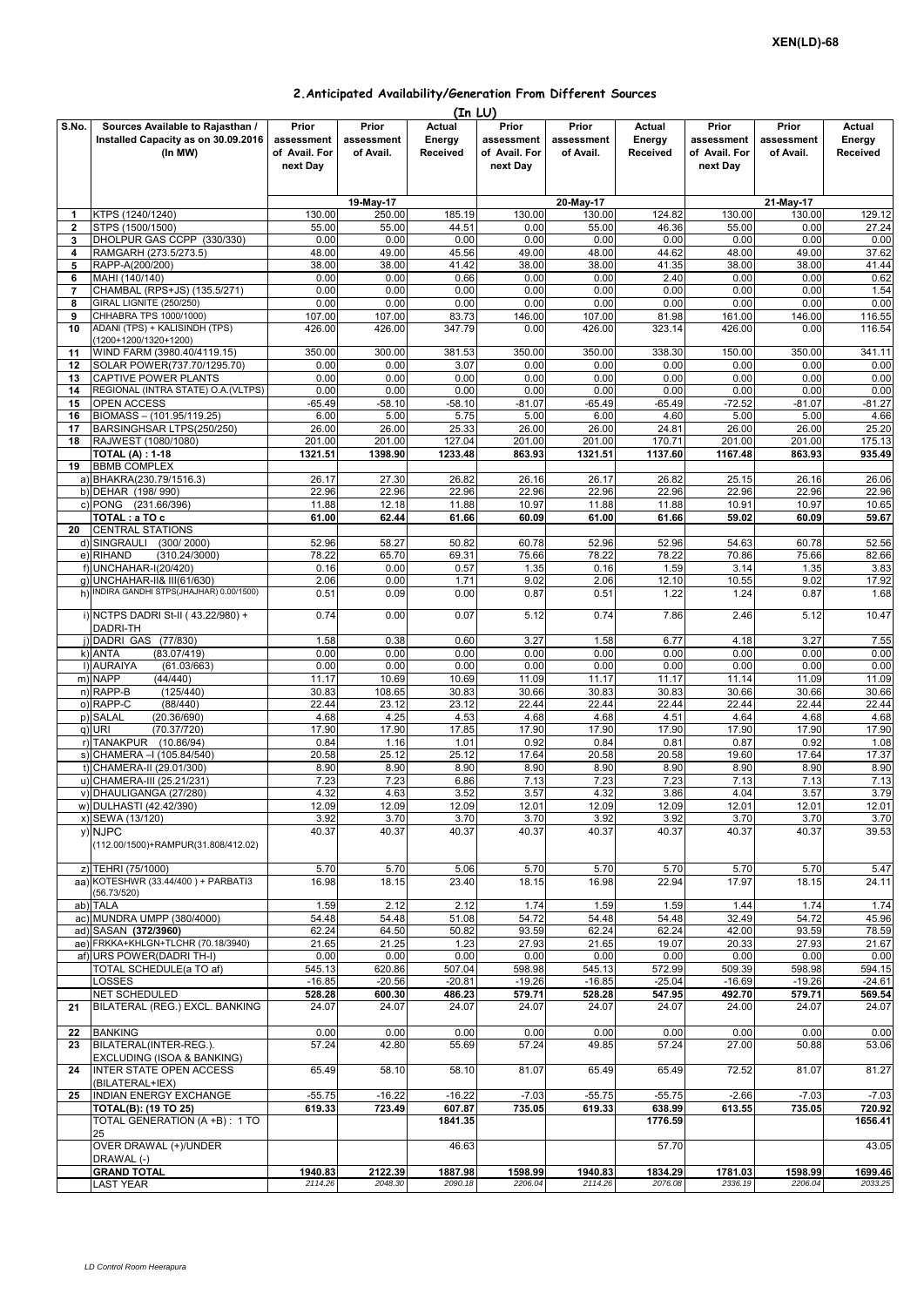## 2.Anticipated Availability/Generation From Different Sources

(In LU)

| S.No. | Sources Available to Rajasthan / Installed Capacity as on 30.09.2016 (In MW) | Prior assessment of Avail. For next Day | Prior assessment of Avail. | Actual Energy Received | Prior assessment of Avail. For next Day | Prior assessment of Avail. | Actual Energy Received | Prior assessment of Avail. For next Day | Prior assessment of Avail. | Actual Energy Received |
|---|---|---|---|---|---|---|---|---|---|---|
| | | 19-May-17 | | | 20-May-17 | | | 21-May-17 | | |
| 1 | KTPS (1240/1240) | 130.00 | 250.00 | 185.19 | 130.00 | 130.00 | 124.82 | 130.00 | 130.00 | 129.12 |
| 2 | STPS (1500/1500) | 55.00 | 55.00 | 44.51 | 0.00 | 55.00 | 46.36 | 55.00 | 0.00 | 27.24 |
| 3 | DHOLPUR GAS CCPP (330/330) | 0.00 | 0.00 | 0.00 | 0.00 | 0.00 | 0.00 | 0.00 | 0.00 | 0.00 |
| 4 | RAMGARH (273.5/273.5) | 48.00 | 49.00 | 45.56 | 49.00 | 48.00 | 44.62 | 48.00 | 49.00 | 37.62 |
| 5 | RAPP-A(200/200) | 38.00 | 38.00 | 41.42 | 38.00 | 38.00 | 41.35 | 38.00 | 38.00 | 41.44 |
| 6 | MAHI (140/140) | 0.00 | 0.00 | 0.66 | 0.00 | 0.00 | 2.40 | 0.00 | 0.00 | 0.62 |
| 7 | CHAMBAL (RPS+JS) (135.5/271) | 0.00 | 0.00 | 0.00 | 0.00 | 0.00 | 0.00 | 0.00 | 0.00 | 1.54 |
| 8 | GIRAL LIGNITE (250/250) | 0.00 | 0.00 | 0.00 | 0.00 | 0.00 | 0.00 | 0.00 | 0.00 | 0.00 |
| 9 | CHHABRA TPS 1000/1000) | 107.00 | 107.00 | 83.73 | 146.00 | 107.00 | 81.98 | 161.00 | 146.00 | 116.55 |
| 10 | ADANI (TPS) + KALISINDH (TPS) (1200+1200/1320+1200) | 426.00 | 426.00 | 347.79 | 0.00 | 426.00 | 323.14 | 426.00 | 0.00 | 116.54 |
| 11 | WIND FARM (3980.40/4119.15) | 350.00 | 300.00 | 381.53 | 350.00 | 350.00 | 338.30 | 150.00 | 350.00 | 341.11 |
| 12 | SOLAR POWER(737.70/1295.70) | 0.00 | 0.00 | 3.07 | 0.00 | 0.00 | 0.00 | 0.00 | 0.00 | 0.00 |
| 13 | CAPTIVE POWER PLANTS | 0.00 | 0.00 | 0.00 | 0.00 | 0.00 | 0.00 | 0.00 | 0.00 | 0.00 |
| 14 | REGIONAL (INTRA STATE) O.A.(VLTPS) | 0.00 | 0.00 | 0.00 | 0.00 | 0.00 | 0.00 | 0.00 | 0.00 | 0.00 |
| 15 | OPEN ACCESS | -65.49 | -58.10 | -58.10 | -81.07 | -65.49 | -65.49 | -72.52 | -81.07 | -81.27 |
| 16 | BIOMASS – (101.95/119.25) | 6.00 | 5.00 | 5.75 | 5.00 | 6.00 | 4.60 | 5.00 | 5.00 | 4.66 |
| 17 | BARSINGHSAR LTPS(250/250) | 26.00 | 26.00 | 25.33 | 26.00 | 26.00 | 24.81 | 26.00 | 26.00 | 25.20 |
| 18 | RAJWEST (1080/1080) | 201.00 | 201.00 | 127.04 | 201.00 | 201.00 | 170.71 | 201.00 | 201.00 | 175.13 |
| | **TOTAL (A) : 1-18** | **1321.51** | **1398.90** | **1233.48** | **863.93** | **1321.51** | **1137.60** | **1167.48** | **863.93** | **935.49** |
| 19 | BBMB COMPLEX | | | | | | | | | |
| | a) BHAKRA(230.79/1516.3) | 26.17 | 27.30 | 26.82 | 26.16 | 26.17 | 26.82 | 25.15 | 26.16 | 26.06 |
| | b) DEHAR (198/ 990) | 22.96 | 22.96 | 22.96 | 22.96 | 22.96 | 22.96 | 22.96 | 22.96 | 22.96 |
| | c) PONG (231.66/396) | 11.88 | 12.18 | 11.88 | 10.97 | 11.88 | 11.88 | 10.91 | 10.97 | 10.65 |
| | **TOTAL : a TO c** | **61.00** | **62.44** | **61.66** | **60.09** | **61.00** | **61.66** | **59.02** | **60.09** | **59.67** |
| 20 | CENTRAL STATIONS | | | | | | | | | |
| | d) SINGRAULI (300/ 2000) | 52.96 | 58.27 | 50.82 | 60.78 | 52.96 | 52.96 | 54.63 | 60.78 | 52.56 |
| | e) RIHAND (310.24/3000) | 78.22 | 65.70 | 69.31 | 75.66 | 78.22 | 78.22 | 70.86 | 75.66 | 82.66 |
| | f) UNCHAHAR-I(20/420) | 0.16 | 0.00 | 0.57 | 1.35 | 0.16 | 1.59 | 3.14 | 1.35 | 3.83 |
| | g) UNCHAHAR-II& III(61/630) | 2.06 | 0.00 | 1.71 | 9.02 | 2.06 | 12.10 | 10.55 | 9.02 | 17.92 |
| | h) INDIRA GANDHI STPS(JHAJHAR) 0.00/1500) | 0.51 | 0.09 | 0.00 | 0.87 | 0.51 | 1.22 | 1.24 | 0.87 | 1.68 |
| | i) NCTPS DADRI St-II ( 43.22/980) + DADRI-TH | 0.74 | 0.00 | 0.07 | 5.12 | 0.74 | 7.86 | 2.46 | 5.12 | 10.47 |
| | j) DADRI GAS (77/830) | 1.58 | 0.38 | 0.60 | 3.27 | 1.58 | 6.77 | 4.18 | 3.27 | 7.55 |
| | k) ANTA (83.07/419) | 0.00 | 0.00 | 0.00 | 0.00 | 0.00 | 0.00 | 0.00 | 0.00 | 0.00 |
| | l) AURAIYA (61.03/663) | 0.00 | 0.00 | 0.00 | 0.00 | 0.00 | 0.00 | 0.00 | 0.00 | 0.00 |
| | m) NAPP (44/440) | 11.17 | 10.69 | 10.69 | 11.09 | 11.17 | 11.17 | 11.14 | 11.09 | 11.09 |
| | n) RAPP-B (125/440) | 30.83 | 108.65 | 30.83 | 30.66 | 30.83 | 30.83 | 30.66 | 30.66 | 30.66 |
| | o) RAPP-C (88/440) | 22.44 | 23.12 | 23.12 | 22.44 | 22.44 | 22.44 | 22.44 | 22.44 | 22.44 |
| | p) SALAL (20.36/690) | 4.68 | 4.25 | 4.53 | 4.68 | 4.68 | 4.51 | 4.64 | 4.68 | 4.68 |
| | q) URI (70.37/720) | 17.90 | 17.90 | 17.85 | 17.90 | 17.90 | 17.90 | 17.90 | 17.90 | 17.90 |
| | r) TANAKPUR (10.86/94) | 0.84 | 1.16 | 1.01 | 0.92 | 0.84 | 0.81 | 0.87 | 0.92 | 1.08 |
| | s) CHAMERA –I (105.84/540) | 20.58 | 25.12 | 25.12 | 17.64 | 20.58 | 20.58 | 19.60 | 17.64 | 17.37 |
| | t) CHAMERA-II (29.01/300) | 8.90 | 8.90 | 8.90 | 8.90 | 8.90 | 8.90 | 8.90 | 8.90 | 8.90 |
| | u) CHAMERA-III (25.21/231) | 7.23 | 7.23 | 6.86 | 7.13 | 7.23 | 7.23 | 7.13 | 7.13 | 7.13 |
| | v) DHAULIGANGA (27/280) | 4.32 | 4.63 | 3.52 | 3.57 | 4.32 | 3.86 | 4.04 | 3.57 | 3.79 |
| | w) DULHASTI (42.42/390) | 12.09 | 12.09 | 12.09 | 12.01 | 12.09 | 12.09 | 12.01 | 12.01 | 12.01 |
| | x) SEWA (13/120) | 3.92 | 3.70 | 3.70 | 3.70 | 3.92 | 3.92 | 3.70 | 3.70 | 3.70 |
| | y) NJPC (112.00/1500)+RAMPUR(31.808/412.02) | 40.37 | 40.37 | 40.37 | 40.37 | 40.37 | 40.37 | 40.37 | 40.37 | 39.53 |
| | z) TEHRI (75/1000) | 5.70 | 5.70 | 5.06 | 5.70 | 5.70 | 5.70 | 5.70 | 5.70 | 5.47 |
| | aa) KOTESHWR (33.44/400 ) + PARBATI3 (56.73/520) | 16.98 | 18.15 | 23.40 | 18.15 | 16.98 | 22.94 | 17.97 | 18.15 | 24.11 |
| | ab) TALA | 1.59 | 2.12 | 2.12 | 1.74 | 1.59 | 1.59 | 1.44 | 1.74 | 1.74 |
| | ac) MUNDRA UMPP (380/4000) | 54.48 | 54.48 | 51.08 | 54.72 | 54.48 | 54.48 | 32.49 | 54.72 | 45.96 |
| | ad) SASAN **(372/3960)** | 62.24 | 64.50 | 50.82 | 93.59 | 62.24 | 62.24 | 42.00 | 93.59 | 78.59 |
| | ae) FRKKA+KHLGN+TLCHR (70.18/3940) | 21.65 | 21.25 | 1.23 | 27.93 | 21.65 | 19.07 | 20.33 | 27.93 | 21.67 |
| | af) URS POWER(DADRI TH-I) | 0.00 | 0.00 | 0.00 | 0.00 | 0.00 | 0.00 | 0.00 | 0.00 | 0.00 |
| | TOTAL SCHEDULE(a TO af) | 545.13 | 620.86 | 507.04 | 598.98 | 545.13 | 572.99 | 509.39 | 598.98 | 594.15 |
| | LOSSES | -16.85 | -20.56 | -20.81 | -19.26 | -16.85 | -25.04 | -16.69 | -19.26 | -24.61 |
| | NET SCHEDULED | 528.28 | 600.30 | 486.23 | 579.71 | 528.28 | 547.95 | 492.70 | 579.71 | 569.54 |
| 21 | BILATERAL (REG.) EXCL. BANKING | 24.07 | 24.07 | 24.07 | 24.07 | 24.07 | 24.07 | 24.00 | 24.07 | 24.07 |
| 22 | BANKING | 0.00 | 0.00 | 0.00 | 0.00 | 0.00 | 0.00 | 0.00 | 0.00 | 0.00 |
| 23 | BILATERAL(INTER-REG.). EXCLUDING (ISOA & BANKING) | 57.24 | 42.80 | 55.69 | 57.24 | 49.85 | 57.24 | 27.00 | 50.88 | 53.06 |
| 24 | INTER STATE OPEN ACCESS (BILATERAL+IEX) | 65.49 | 58.10 | 58.10 | 81.07 | 65.49 | 65.49 | 72.52 | 81.07 | 81.27 |
| 25 | INDIAN ENERGY EXCHANGE | -55.75 | -16.22 | -16.22 | -7.03 | -55.75 | -55.75 | -2.66 | -7.03 | -7.03 |
| | **TOTAL(B): (19 TO 25)** | **619.33** | **723.49** | **607.87** | **735.05** | **619.33** | **638.99** | **613.55** | **735.05** | **720.92** |
| | TOTAL GENERATION (A +B) : 1 TO 25 | | | **1841.35** | | | **1776.59** | | | **1656.41** |
| | OVER DRAWAL (+)/UNDER DRAWAL (-) | | | 46.63 | | | 57.70 | | | 43.05 |
| | **GRAND TOTAL** | **1940.83** | **2122.39** | **1887.98** | **1598.99** | **1940.83** | **1834.29** | **1781.03** | **1598.99** | **1699.46** |
| | LAST YEAR | *2114.26* | *2048.30* | *2090.18* | *2206.04* | *2114.26* | *2076.08* | *2336.19* | *2206.04* | *2033.25* |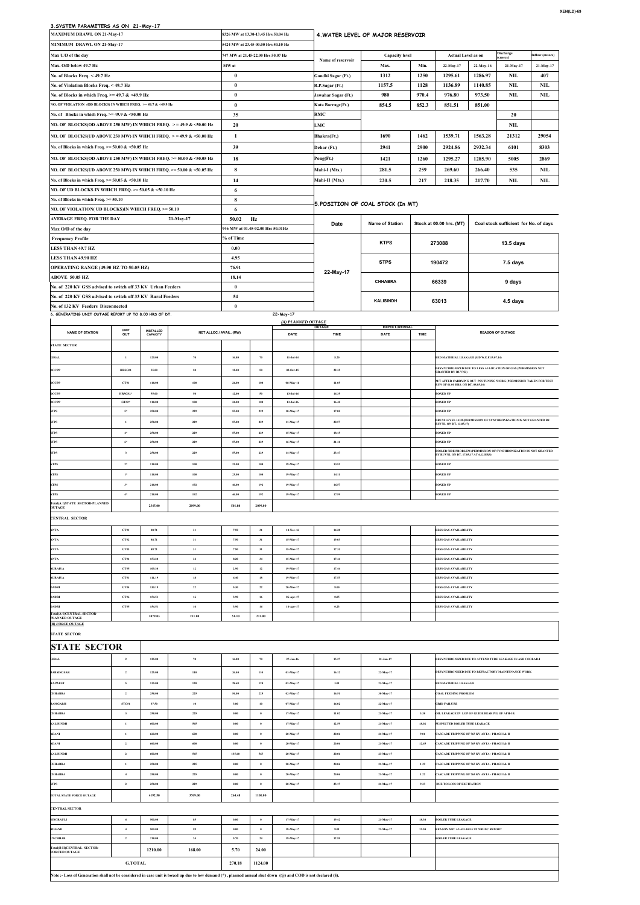## 3. SYSTEM PARAMETERS AS ON 21-May-17

| | |
|---|---|
| MAXIMUM DRAWL ON 21-May-17 | 8326 MW at 13.30-13.45 Hrs 50.04 Hz |
| MINIMUM DRAWL ON 21-May-17 | 5424 MW at 23.45-00.00 Hrs 50.10 Hz |
| Max U/D of the day | 747 MW at 21.45-22.00 Hrs 50.07 Hz |
| Max. O/D below 49.7 Hz | MW at |
| No. of Blocks Freq. < 49.7 Hz | 0 |
| No. of Violation Blocks Freq. < 49.7 Hz | 0 |
| No. of Blocks in which Freq. >= 49.7 & <49.9 Hz | 0 |
| NO. OF VIOLATION (OD BLOCKS) IN WHICH FREQ. >= 49.7 & <49.9 Hz | 0 |
| No. of Blocks in which Freq. >= 49.9 & <50.00 Hz | 35 |
| NO. OF BLOCKS(OD ABOVE 250 MW) IN WHICH FREQ. > = 49.9 & <50.00 Hz | 20 |
| NO. OF BLOCKS(UD ABOVE 250 MW) IN WHICH FREQ. > = 49.9 & <50.00 Hz | 1 |
| No. of Blocks in which Freq. >= 50.00 & <50.05 Hz | 39 |
| NO. OF BLOCKS(OD ABOVE 250 MW) IN WHICH FREQ. >= 50.00 & <50.05 Hz | 18 |
| NO. OF BLOCKS(UD ABOVE 250 MW) IN WHICH FREQ. >= 50.00 & <50.05 Hz | 8 |
| No. of Blocks in which Freq. >= 50.05 & <50.10 Hz | 14 |
| NO. OF UD BLOCKS IN WHICH FREQ. >= 50.05 & <50.10 Hz | 6 |
| No. of Blocks in which Freq. >= 50.10 | 8 |
| NO. OF VIOLATION( UD BLOCKS)IN WHICH FREQ. >= 50.10 | 6 |
| AVERAGE FREQ. FOR THE DAY 21-May-17 | 50.02 Hz |
| Max O/D of the day | 946 MW at 01.45-02.00 Hrs 50.01Hz |
| Frequency Profile | % of Time |
| LESS THAN 49.7 HZ | 0.00 |
| LESS THAN 49.90 HZ | 4.95 |
| OPERATING RANGE (49.90 HZ TO 50.05 HZ) | 76.91 |
| ABOVE 50.05 HZ | 18.14 |
| No. of 220 KV GSS advised to switch off 33 KV Urban Feeders | 0 |
| No. of 220 KV GSS advised to switch off 33 KV Rural Feeders | 54 |
| No. of 132 KV Feeders Disconnected | 0 |

## 4. WATER LEVEL OF MAJOR RESERVOIR

| Name of reservoir | Capacity level | | Actual Level as on | | Discharge (cusecs) | Inflow (cusecs) |
|---|---|---|---|---|---|---|
| | Max. | Min. | 22-May-17 | 22-May-16 | 21-May-17 | 21-May-17 |
| Gandhi Sagar (Ft.) | 1312 | 1250 | 1295.61 | 1286.97 | NIL | 407 |
| R.P.Sagar (Ft.) | 1157.5 | 1128 | 1136.89 | 1140.85 | NIL | NIL |
| Jawahar Sagar (Ft.) | 980 | 970.4 | 976.80 | 973.50 | NIL | NIL |
| Kota Barrage(Ft.) | 854.5 | 852.3 | 851.51 | 851.00 | | |
| RMC | | | | | 20 | |
| LMC | | | | | NIL | |
| Bhakra(Ft.) | 1690 | 1462 | 1539.71 | 1563.28 | 21312 | 29054 |
| Dehar (Ft.) | 2941 | 2900 | 2924.86 | 2932.34 | 6101 | 8303 |
| Pong(Ft.) | 1421 | 1260 | 1295.27 | 1285.90 | 5005 | 2869 |
| Mahi-I (Mts.) | 281.5 | 259 | 269.60 | 266.40 | 535 | NIL |
| Mahi-II (Mts.) | 220.5 | 217 | 218.35 | 217.70 | NIL | NIL |

## 5. POSITION OF COAL STOCK (In MT)

| Date | Name of Station | Stock at 00.00 hrs. (MT) | Coal stock sufficient for No. of days |
|---|---|---|---|
| 22-May-17 | KTPS | 273088 | 13.5 days |
| | STPS | 190472 | 7.5 days |
| | CHHABRA | 66339 | 9 days |
| | KALISINDH | 63013 | 4.5 days |

## 6. GENERATING UNIT OUTAGE REPORT UP TO 8.00 HRS OF DT. 22-May-17

### (A) PLANNED OUTAGE

| NAME OF STATION | UNIT OUT | INSTALLED CAPACITY | NET ALLOC./ AVAIL. (MW) | | | OUTAGE DATE | OUTAGE TIME | EXPECT./REVIVAL DATE | TIME | REASON OF OUTAGE |
|---|---|---|---|---|---|---|---|---|---|---|
| **STATE SECTOR** | | | | | | | | | | |
| GIRAL | 1 | 125.00 | 70 | 16.80 | 70 | 11-Jul-14 | 8.20 | | | BED MATERIAL LEAKAGE (S/D W.E.F.15.07.14) |
| DCCPP | HRSG#1 | 55.00 | 50 | 12.00 | 50 | 03-Oct-15 | 22.35 | | | DESYNCHRONIZED DUE TO LESS ALLOCATION OF GAS (PERMISSION NOT GRANTED BY RUVNL) |
| DCCPP | GT#1 | 110.00 | 100 | 24.00 | 100 | 08-May-16 | 11.05 | | | M/T AFTER CARRYING OUT PSS TUNING WORK (PERMISSION TAKEN FOR TEST RUN OF 01.00 HRS. ON DT. 08.05.16) |
| DCCPP | HRSG#2* | 55.00 | 50 | 12.00 | 50 | 13-Jul-16 | 16.35 | | | BOXED UP |
| DCCPP | GT#2* | 110.00 | 100 | 24.00 | 100 | 13-Jul-16 | 16.40 | | | BOXED UP |
| STPS | 5* | 250.00 | 229 | 55.00 | 229 | 10-May-17 | 17.00 | | | BOXED UP |
| STPS | 1 | 250.00 | 229 | 55.00 | 229 | 11-May-17 | 20.57 | | | DRUM LEVEL LOW (PERMISSION OF SYNCHRONIZATION IS NOT GRANTED BY RUVNL ON DT. 13.05.17) |
| STPS | 4* | 250.00 | 229 | 55.00 | 229 | 15-May-17 | 18.15 | | | BOXED UP |
| STPS | 6* | 250.00 | 229 | 55.00 | 229 | 16-May-17 | 21.41 | | | BOXED UP |
| STPS | 3 | 250.00 | 229 | 55.00 | 229 | 14-May-17 | 23.47 | | | BOILER SIDE PROBLEM (PERMISSION OF SYNCHRONIZATION IS NOT GRANTED BY RUVNL ON DT. 17.05.17 AT 6.12 HRS) |
| KTPS | 2* | 110.00 | 100 | 23.00 | 100 | 19-May-17 | 13.52 | | | BOXED UP |
| KTPS | 1* | 110.00 | 100 | 23.00 | 100 | 19-May-17 | 14.11 | | | BOXED UP |
| KTPS | 5* | 210.00 | 192 | 46.00 | 192 | 19-May-17 | 16.57 | | | BOXED UP |
| KTPS | 6* | 210.00 | 192 | 46.00 | 192 | 19-May-17 | 17.59 | | | BOXED UP |
| Total(A I)STATE SECTOR-PLANNED OUTAGE | | 2345.00 | 2099.00 | 501.80 | 2099.00 | | | | | |
| **CENTRAL SECTOR** | | | | | | | | | | |
| ANTA | GT#1 | 88.71 | 31 | 7.50 | 31 | 18-Nov-16 | 16.28 | | | LESS GAS AVAILABILITY |
| ANTA | GT#2 | 88.71 | 31 | 7.50 | 31 | 15-Mar-17 | 19.03 | | | LESS GAS AVAILABILITY |
| ANTA | GT#3 | 88.71 | 31 | 7.50 | 31 | 15-Mar-17 | 17.33 | | | LESS GAS AVAILABILITY |
| ANTA | GT#4 | 153.20 | 34 | 8.20 | 34 | 15-Mar-17 | 17.44 | | | LESS GAS AVAILABILITY |
| AURAIYA | GT#5 | 109.30 | 12 | 2.90 | 12 | 19-Mar-17 | 17.44 | | | LESS GAS AVAILABILITY |
| AURAIYA | GT#1 | 111.19 | 18 | 4.40 | 18 | 19-Mar-17 | 17.53 | | | LESS GAS AVAILABILITY |
| DADRI | GT#4 | 130.19 | 22 | 5.30 | 22 | 20-Mar-17 | 8.00 | | | LESS GAS AVAILABILITY |
| DADRI | GT#6 | 154.51 | 16 | 3.90 | 16 | 06-Apr-17 | 0.05 | | | LESS GAS AVAILABILITY |
| DADRI | GT#5 | 154.51 | 16 | 3.90 | 16 | 16-Apr-17 | 0.23 | | | LESS GAS AVAILABILITY |
| Total(A-I)CENTRAL SECTOR-PLANNED OUTAGE | | 1079.03 | 211.00 | 51.10 | 211.00 | | | | | |

### (B) FORCE OUTAGE

| NAME OF STATION | UNIT OUT | INSTALLED CAPACITY | NET ALLOC./ AVAIL. (MW) | | | OUTAGE DATE | OUTAGE TIME | EXPECT./REVIVAL DATE | TIME | REASON OF OUTAGE |
|---|---|---|---|---|---|---|---|---|---|---|
| **STATE SECTOR** | | | | | | | | | | |
| GIRAL | 2 | 125.00 | 70 | 16.80 | 70 | 27-Jan-16 | 15.27 | 01-Jan-17 | | DESYNCHRONIZED DUE TO ATTEND TUBE LEAKAGE IN ASH COOLAR-I |
| BARSINGSAR | 2 | 125.00 | 110 | 26.40 | 110 | 01-May-17 | 16.12 | 22-May-17 | | DESYNCHRONIZED DUE TO REFRACTORY MAINTENANCE WORK |
| RAJWEST | 5 | 135.00 | 120 | 28.60 | 120 | 02-May-17 | 3.01 | 23-May-17 | | BED MATERIAL LEAKAGE |
| CHHABRA | 2 | 250.00 | 225 | 54.00 | 225 | 02-May-17 | 16.51 | 30-May-17 | | COAL FEEDING PROBLEM |
| RAMGARH | STG#1 | 37.50 | 10 | 3.00 | 10 | 07-May-17 | 16.02 | 22-May-17 | | GRID FAILURE |
| CHHABRA | 3 | 250.00 | 225 | 0.00 | 0 | 17-May-17 | 11.02 | 21-May-17 | 3.38 | OIL LEAKAGE IN LOP OF GUIDE BEARING OF APH-3B. |
| KALISINDH | 1 | 600.00 | 565 | 0.00 | 0 | 17-May-17 | 12.59 | 21-May-17 | 18.02 | SUSPECTED BOILER TUBE LEAKAGE |
| ADANI | 1 | 660.00 | 600 | 0.00 | 0 | 20-May-17 | 20.06 | 21-May-17 | 9.01 | CASCADE TRIPPING OF 765 KV ANTA - PHAGI I & II |
| ADANI | 2 | 660.00 | 600 | 0.00 | 0 | 20-May-17 | 20.06 | 21-May-17 | 12.45 | CASCADE TRIPPING OF 765 KV ANTA - PHAGI I & II |
| KALISINDH | 2 | 600.00 | 565 | 135.60 | 565 | 20-May-17 | 20.06 | 23-May-17 | | CASCADE TRIPPING OF 765 KV ANTA - PHAGI I & II |
| CHHABRA | 1 | 250.00 | 225 | 0.00 | 0 | 20-May-17 | 20.06 | 21-May-17 | 1.59 | CASCADE TRIPPING OF 765 KV ANTA - PHAGI I & II |
| CHHABRA | 4 | 250.00 | 225 | 0.00 | 0 | 20-May-17 | 20.06 | 21-May-17 | 1.22 | CASCADE TRIPPING OF 765 KV ANTA - PHAGI I & II |
| STPS | 2 | 250.00 | 229 | 0.00 | 0 | 20-May-17 | 23.17 | 21-May-17 | 9.33 | DUE TO LOSS OF EXCITATION |
| TOTAL STATE FORCE OUTAGE | | 4192.50 | 3769.00 | 264.40 | 1100.00 | | | | | |
| **CENTRAL SECTOR** | | | | | | | | | | |
| SINGRAULI | 6 | 500.00 | 85 | 0.00 | 0 | 17-May-17 | 19.42 | 21-May-17 | 18.38 | BOILER TUBE LEAKAGE |
| RIHAND | 4 | 500.00 | 59 | 0.00 | 0 | 18-May-17 | 8.01 | 21-May-17 | 12.50 | REASON NOT AVAILABLE IN NRLDC REPORT |
| UNCHHAR | 2 | 210.00 | 24 | 5.70 | 24 | 19-May-17 | 12.59 | | | BOILER TUBE LEAKAGE |
| Total(B II)CENTRAL SECTOR-FORCED OUTAGE | | 1210.00 | 168.00 | 5.70 | 24.00 | | | | | |
| G.TOTAL | | | | 270.18 | 1124.00 | | | | | |

Note :- Loss of Generation shall not be considered in case unit is boxed up due to low demand (*) , planned annual shut down (@) and COD is not declared ($).